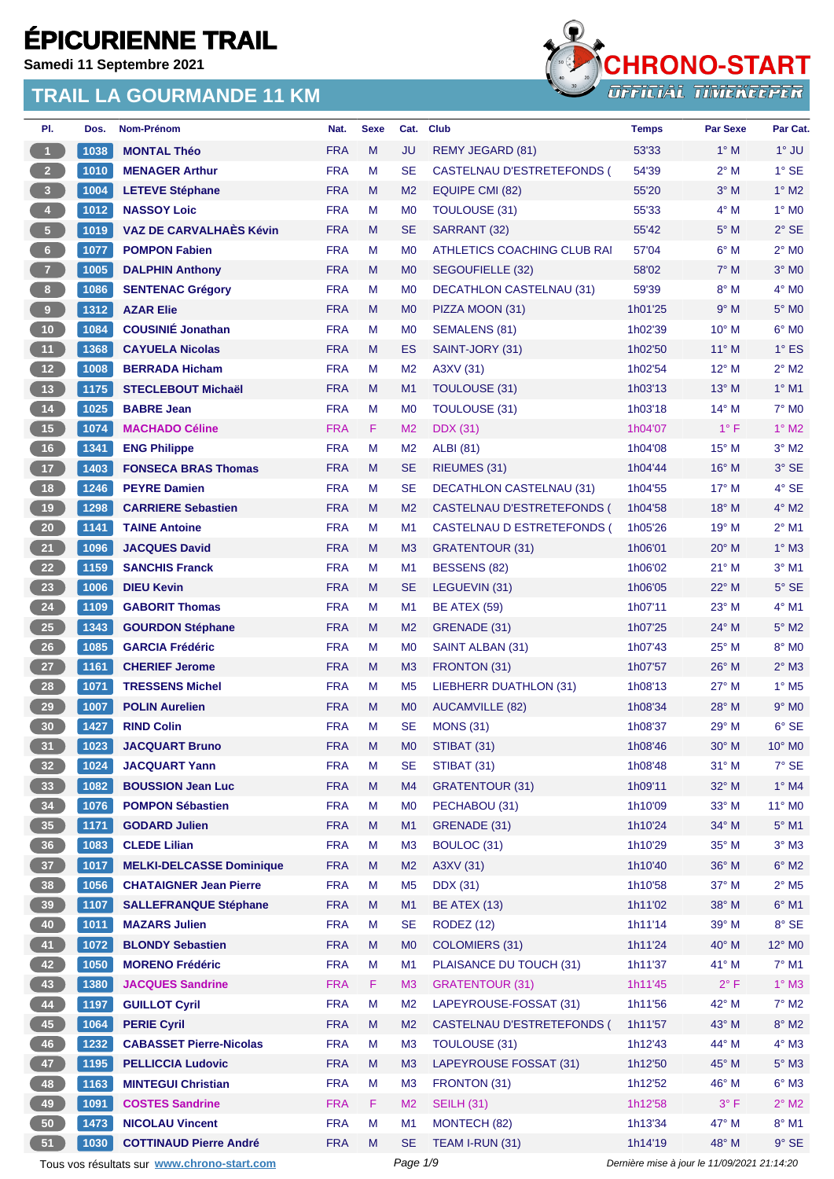# ÉPICURIENNE TRAIL

**Samedi 11 Septembre 2021**

## TRAIL LA GOURMANDE 11 KM

CHRONO-START
OFFICIAL TIMEKEEPER

| Pl. | Dos. | Nom-Prénom | Nat. | Sexe | Cat. | Club | Temps | Par Sexe | Par Cat. |
|---|---|---|---|---|---|---|---|---|---|
| 1 | 1038 | MONTAL Théo | FRA | M | JU | REMY JEGARD (81) | 53'33 | 1° M | 1° JU |
| 2 | 1010 | MENAGER Arthur | FRA | M | SE | CASTELNAU D'ESTRETEFONDS ( | 54'39 | 2° M | 1° SE |
| 3 | 1004 | LETEVE Stéphane | FRA | M | M2 | EQUIPE CMI (82) | 55'20 | 3° M | 1° M2 |
| 4 | 1012 | NASSOY Loic | FRA | M | M0 | TOULOUSE (31) | 55'33 | 4° M | 1° M0 |
| 5 | 1019 | VAZ DE CARVALHAÈS Kévin | FRA | M | SE | SARRANT (32) | 55'42 | 5° M | 2° SE |
| 6 | 1077 | POMPON Fabien | FRA | M | M0 | ATHLETICS COACHING CLUB RAI | 57'04 | 6° M | 2° M0 |
| 7 | 1005 | DALPHIN Anthony | FRA | M | M0 | SEGOUFIELLE (32) | 58'02 | 7° M | 3° M0 |
| 8 | 1086 | SENTENAC Grégory | FRA | M | M0 | DECATHLON CASTELNAU (31) | 59'39 | 8° M | 4° M0 |
| 9 | 1312 | AZAR Elie | FRA | M | M0 | PIZZA MOON (31) | 1h01'25 | 9° M | 5° M0 |
| 10 | 1084 | COUSINIÉ Jonathan | FRA | M | M0 | SEMALENS (81) | 1h02'39 | 10° M | 6° M0 |
| 11 | 1368 | CAYUELA Nicolas | FRA | M | ES | SAINT-JORY (31) | 1h02'50 | 11° M | 1° ES |
| 12 | 1008 | BERRADA Hicham | FRA | M | M2 | A3XV (31) | 1h02'54 | 12° M | 2° M2 |
| 13 | 1175 | STECLEBOUT Michaël | FRA | M | M1 | TOULOUSE (31) | 1h03'13 | 13° M | 1° M1 |
| 14 | 1025 | BABRE Jean | FRA | M | M0 | TOULOUSE (31) | 1h03'18 | 14° M | 7° M0 |
| 15 | 1074 | MACHADO Céline | FRA | F | M2 | DDX (31) | 1h04'07 | 1° F | 1° M2 |
| 16 | 1341 | ENG Philippe | FRA | M | M2 | ALBI (81) | 1h04'08 | 15° M | 3° M2 |
| 17 | 1403 | FONSECA BRAS Thomas | FRA | M | SE | RIEUMES (31) | 1h04'44 | 16° M | 3° SE |
| 18 | 1246 | PEYRE Damien | FRA | M | SE | DECATHLON CASTELNAU (31) | 1h04'55 | 17° M | 4° SE |
| 19 | 1298 | CARRIERE Sebastien | FRA | M | M2 | CASTELNAU D'ESTRETEFONDS ( | 1h04'58 | 18° M | 4° M2 |
| 20 | 1141 | TAINE Antoine | FRA | M | M1 | CASTELNAU D ESTRETEFONDS ( | 1h05'26 | 19° M | 2° M1 |
| 21 | 1096 | JACQUES David | FRA | M | M3 | GRATENTOUR (31) | 1h06'01 | 20° M | 1° M3 |
| 22 | 1159 | SANCHIS Franck | FRA | M | M1 | BESSENS (82) | 1h06'02 | 21° M | 3° M1 |
| 23 | 1006 | DIEU Kevin | FRA | M | SE | LEGUEVIN (31) | 1h06'05 | 22° M | 5° SE |
| 24 | 1109 | GABORIT Thomas | FRA | M | M1 | BE ATEX (59) | 1h07'11 | 23° M | 4° M1 |
| 25 | 1343 | GOURDON Stéphane | FRA | M | M2 | GRENADE (31) | 1h07'25 | 24° M | 5° M2 |
| 26 | 1085 | GARCIA Frédéric | FRA | M | M0 | SAINT ALBAN (31) | 1h07'43 | 25° M | 8° M0 |
| 27 | 1161 | CHERIEF Jerome | FRA | M | M3 | FRONTON (31) | 1h07'57 | 26° M | 2° M3 |
| 28 | 1071 | TRESSENS Michel | FRA | M | M5 | LIEBHERR DUATHLON (31) | 1h08'13 | 27° M | 1° M5 |
| 29 | 1007 | POLIN Aurelien | FRA | M | M0 | AUCAMVILLE (82) | 1h08'34 | 28° M | 9° M0 |
| 30 | 1427 | RIND Colin | FRA | M | SE | MONS (31) | 1h08'37 | 29° M | 6° SE |
| 31 | 1023 | JACQUART Bruno | FRA | M | M0 | STIBAT (31) | 1h08'46 | 30° M | 10° M0 |
| 32 | 1024 | JACQUART Yann | FRA | M | SE | STIBAT (31) | 1h08'48 | 31° M | 7° SE |
| 33 | 1082 | BOUSSION Jean Luc | FRA | M | M4 | GRATENTOUR (31) | 1h09'11 | 32° M | 1° M4 |
| 34 | 1076 | POMPON Sébastien | FRA | M | M0 | PECHABOU (31) | 1h10'09 | 33° M | 11° M0 |
| 35 | 1171 | GODARD Julien | FRA | M | M1 | GRENADE (31) | 1h10'24 | 34° M | 5° M1 |
| 36 | 1083 | CLEDE Lilian | FRA | M | M3 | BOULOC (31) | 1h10'29 | 35° M | 3° M3 |
| 37 | 1017 | MELKI-DELCASSE Dominique | FRA | M | M2 | A3XV (31) | 1h10'40 | 36° M | 6° M2 |
| 38 | 1056 | CHATAIGNER Jean Pierre | FRA | M | M5 | DDX (31) | 1h10'58 | 37° M | 2° M5 |
| 39 | 1107 | SALLEFRANQUE Stéphane | FRA | M | M1 | BE ATEX (13) | 1h11'02 | 38° M | 6° M1 |
| 40 | 1011 | MAZARS Julien | FRA | M | SE | RODEZ (12) | 1h11'14 | 39° M | 8° SE |
| 41 | 1072 | BLONDY Sebastien | FRA | M | M0 | COLOMIERS (31) | 1h11'24 | 40° M | 12° M0 |
| 42 | 1050 | MORENO Frédéric | FRA | M | M1 | PLAISANCE DU TOUCH (31) | 1h11'37 | 41° M | 7° M1 |
| 43 | 1380 | JACQUES Sandrine | FRA | F | M3 | GRATENTOUR (31) | 1h11'45 | 2° F | 1° M3 |
| 44 | 1197 | GUILLOT Cyril | FRA | M | M2 | LAPEYROUSE-FOSSAT (31) | 1h11'56 | 42° M | 7° M2 |
| 45 | 1064 | PERIE Cyril | FRA | M | M2 | CASTELNAU D'ESTRETEFONDS ( | 1h11'57 | 43° M | 8° M2 |
| 46 | 1232 | CABASSET Pierre-Nicolas | FRA | M | M3 | TOULOUSE (31) | 1h12'43 | 44° M | 4° M3 |
| 47 | 1195 | PELLICCIA Ludovic | FRA | M | M3 | LAPEYROUSE FOSSAT (31) | 1h12'50 | 45° M | 5° M3 |
| 48 | 1163 | MINTEGUI Christian | FRA | M | M3 | FRONTON (31) | 1h12'52 | 46° M | 6° M3 |
| 49 | 1091 | COSTES Sandrine | FRA | F | M2 | SEILH (31) | 1h12'58 | 3° F | 2° M2 |
| 50 | 1473 | NICOLAU Vincent | FRA | M | M1 | MONTECH (82) | 1h13'34 | 47° M | 8° M1 |
| 51 | 1030 | COTTINAUD Pierre André | FRA | M | SE | TEAM I-RUN (31) | 1h14'19 | 48° M | 9° SE |

Tous vos résultats sur www.chrono-start.com

*Dernière mise à jour le 11/09/2021 21:14:20*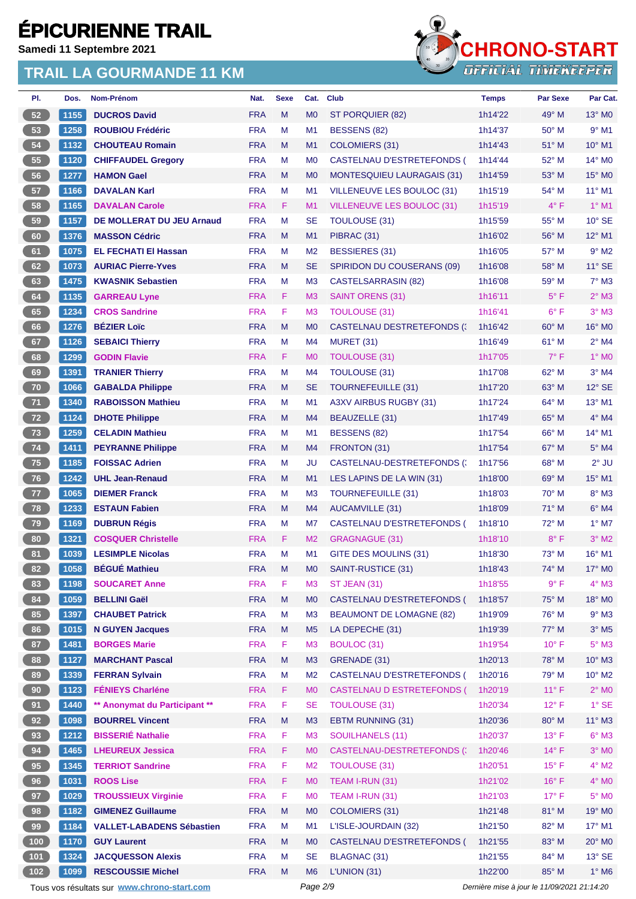# ÉPICURIENNE TRAIL

**Samedi 11 Septembre 2021**

## TRAIL LA GOURMANDE 11 KM

| Pl. | Dos. | Nom-Prénom | Nat. | Sexe | Cat. | Club | Temps | Par Sexe | Par Cat. |
|---|---|---|---|---|---|---|---|---|---|
| 52 | 1155 | DUCROS David | FRA | M | M0 | ST PORQUIER (82) | 1h14'22 | 49° M | 13° M0 |
| 53 | 1258 | ROUBIOU Frédéric | FRA | M | M1 | BESSENS (82) | 1h14'37 | 50° M | 9° M1 |
| 54 | 1132 | CHOUTEAU Romain | FRA | M | M1 | COLOMIERS (31) | 1h14'43 | 51° M | 10° M1 |
| 55 | 1120 | CHIFFAUDEL Gregory | FRA | M | M0 | CASTELNAU D'ESTRETEFONDS ( | 1h14'44 | 52° M | 14° M0 |
| 56 | 1277 | HAMON Gael | FRA | M | M0 | MONTESQUIEU LAURAGAIS (31) | 1h14'59 | 53° M | 15° M0 |
| 57 | 1166 | DAVALAN Karl | FRA | M | M1 | VILLENEUVE LES BOULOC (31) | 1h15'19 | 54° M | 11° M1 |
| 58 | 1165 | DAVALAN Carole | FRA | F | M1 | VILLENEUVE LES BOULOC (31) | 1h15'19 | 4° F | 1° M1 |
| 59 | 1157 | DE MOLLERAT DU JEU Arnaud | FRA | M | SE | TOULOUSE (31) | 1h15'59 | 55° M | 10° SE |
| 60 | 1376 | MASSON Cédric | FRA | M | M1 | PIBRAC (31) | 1h16'02 | 56° M | 12° M1 |
| 61 | 1075 | EL FECHATI El Hassan | FRA | M | M2 | BESSIERES (31) | 1h16'05 | 57° M | 9° M2 |
| 62 | 1073 | AURIAC Pierre-Yves | FRA | M | SE | SPIRIDON DU COUSERANS (09) | 1h16'08 | 58° M | 11° SE |
| 63 | 1475 | KWASNIK Sebastien | FRA | M | M3 | CASTELSARRASIN (82) | 1h16'08 | 59° M | 7° M3 |
| 64 | 1135 | GARREAU Lyne | FRA | F | M3 | SAINT ORENS (31) | 1h16'11 | 5° F | 2° M3 |
| 65 | 1234 | CROS Sandrine | FRA | F | M3 | TOULOUSE (31) | 1h16'41 | 6° F | 3° M3 |
| 66 | 1276 | BÉZIER Loïc | FRA | M | M0 | CASTELNAU DESTRETEFONDS (: | 1h16'42 | 60° M | 16° M0 |
| 67 | 1126 | SEBAICI Thierry | FRA | M | M4 | MURET (31) | 1h16'49 | 61° M | 2° M4 |
| 68 | 1299 | GODIN Flavie | FRA | F | M0 | TOULOUSE (31) | 1h17'05 | 7° F | 1° M0 |
| 69 | 1391 | TRANIER Thierry | FRA | M | M4 | TOULOUSE (31) | 1h17'08 | 62° M | 3° M4 |
| 70 | 1066 | GABALDA Philippe | FRA | M | SE | TOURNEFEUILLE (31) | 1h17'20 | 63° M | 12° SE |
| 71 | 1340 | RABOISSON Mathieu | FRA | M | M1 | A3XV AIRBUS RUGBY (31) | 1h17'24 | 64° M | 13° M1 |
| 72 | 1124 | DHOTE Philippe | FRA | M | M4 | BEAUZELLE (31) | 1h17'49 | 65° M | 4° M4 |
| 73 | 1259 | CELADIN Mathieu | FRA | M | M1 | BESSENS (82) | 1h17'54 | 66° M | 14° M1 |
| 74 | 1411 | PEYRANNE Philippe | FRA | M | M4 | FRONTON (31) | 1h17'54 | 67° M | 5° M4 |
| 75 | 1185 | FOISSAC Adrien | FRA | M | JU | CASTELNAU-DESTRETEFONDS (: | 1h17'56 | 68° M | 2° JU |
| 76 | 1242 | UHL Jean-Renaud | FRA | M | M1 | LES LAPINS DE LA WIN (31) | 1h18'00 | 69° M | 15° M1 |
| 77 | 1065 | DIEMER Franck | FRA | M | M3 | TOURNEFEUILLE (31) | 1h18'03 | 70° M | 8° M3 |
| 78 | 1233 | ESTAUN Fabien | FRA | M | M4 | AUCAMVILLE (31) | 1h18'09 | 71° M | 6° M4 |
| 79 | 1169 | DUBRUN Régis | FRA | M | M7 | CASTELNAU D'ESTRETEFONDS ( | 1h18'10 | 72° M | 1° M7 |
| 80 | 1321 | COSQUER Christelle | FRA | F | M2 | GRAGNAGUE (31) | 1h18'10 | 8° F | 3° M2 |
| 81 | 1039 | LESIMPLE Nicolas | FRA | M | M1 | GITE DES MOULINS (31) | 1h18'30 | 73° M | 16° M1 |
| 82 | 1058 | BÉGUÉ Mathieu | FRA | M | M0 | SAINT-RUSTICE (31) | 1h18'43 | 74° M | 17° M0 |
| 83 | 1198 | SOUCARET Anne | FRA | F | M3 | ST JEAN (31) | 1h18'55 | 9° F | 4° M3 |
| 84 | 1059 | BELLINI Gaël | FRA | M | M0 | CASTELNAU D'ESTRETEFONDS ( | 1h18'57 | 75° M | 18° M0 |
| 85 | 1397 | CHAUBET Patrick | FRA | M | M3 | BEAUMONT DE LOMAGNE (82) | 1h19'09 | 76° M | 9° M3 |
| 86 | 1015 | N GUYEN Jacques | FRA | M | M5 | LA DEPECHE (31) | 1h19'39 | 77° M | 3° M5 |
| 87 | 1481 | BORGES Marie | FRA | F | M3 | BOULOC (31) | 1h19'54 | 10° F | 5° M3 |
| 88 | 1127 | MARCHANT Pascal | FRA | M | M3 | GRENADE (31) | 1h20'13 | 78° M | 10° M3 |
| 89 | 1339 | FERRAN Sylvain | FRA | M | M2 | CASTELNAU D'ESTRETEFONDS ( | 1h20'16 | 79° M | 10° M2 |
| 90 | 1123 | FÉNIEYS Charléne | FRA | F | M0 | CASTELNAU D ESTRETEFONDS ( | 1h20'19 | 11° F | 2° M0 |
| 91 | 1440 | ** Anonymat du Participant ** | FRA | F | SE | TOULOUSE (31) | 1h20'34 | 12° F | 1° SE |
| 92 | 1098 | BOURREL Vincent | FRA | M | M3 | EBTM RUNNING (31) | 1h20'36 | 80° M | 11° M3 |
| 93 | 1212 | BISSERIÉ Nathalie | FRA | F | M3 | SOUILHANELS (11) | 1h20'37 | 13° F | 6° M3 |
| 94 | 1465 | LHEUREUX Jessica | FRA | F | M0 | CASTELNAU-DESTRETEFONDS (: | 1h20'46 | 14° F | 3° M0 |
| 95 | 1345 | TERRIOT Sandrine | FRA | F | M2 | TOULOUSE (31) | 1h20'51 | 15° F | 4° M2 |
| 96 | 1031 | ROOS Lise | FRA | F | M0 | TEAM I-RUN (31) | 1h21'02 | 16° F | 4° M0 |
| 97 | 1029 | TROUSSIEUX Virginie | FRA | F | M0 | TEAM I-RUN (31) | 1h21'03 | 17° F | 5° M0 |
| 98 | 1182 | GIMENEZ Guillaume | FRA | M | M0 | COLOMIERS (31) | 1h21'48 | 81° M | 19° M0 |
| 99 | 1184 | VALLET-LABADENS Sébastien | FRA | M | M1 | L'ISLE-JOURDAIN (32) | 1h21'50 | 82° M | 17° M1 |
| 100 | 1170 | GUY Laurent | FRA | M | M0 | CASTELNAU D'ESTRETEFONDS ( | 1h21'55 | 83° M | 20° M0 |
| 101 | 1324 | JACQUESSON Alexis | FRA | M | SE | BLAGNAC (31) | 1h21'55 | 84° M | 13° SE |
| 102 | 1099 | RESCOUSSIE Michel | FRA | M | M6 | L'UNION (31) | 1h22'00 | 85° M | 1° M6 |

Tous vos résultats sur www.chrono-start.com

*Dernière mise à jour le 11/09/2021 21:14:20*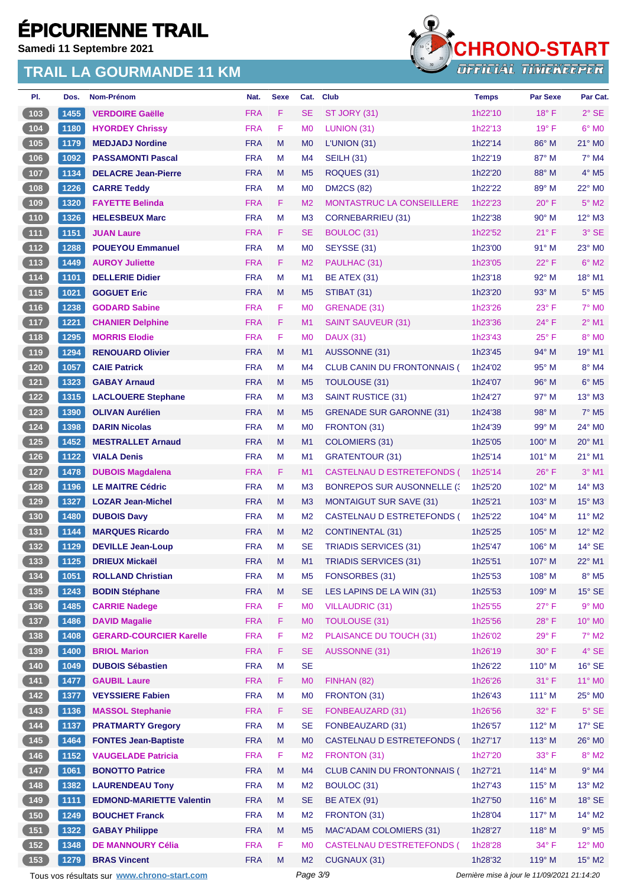# ÉPICURIENNE TRAIL

**Samedi 11 Septembre 2021**

## TRAIL LA GOURMANDE 11 KM

| Pl. | Dos. | Nom-Prénom | Nat. | Sexe | Cat. | Club | Temps | Par Sexe | Par Cat. |
|---|---|---|---|---|---|---|---|---|---|
| 103 | 1455 | VERDOIRE Gaëlle | FRA | F | SE | ST JORY (31) | 1h22'10 | 18° F | 2° SE |
| 104 | 1180 | HYORDEY Chrissy | FRA | F | M0 | LUNION (31) | 1h22'13 | 19° F | 6° M0 |
| 105 | 1179 | MEDJADJ Nordine | FRA | M | M0 | L'UNION (31) | 1h22'14 | 86° M | 21° M0 |
| 106 | 1092 | PASSAMONTI Pascal | FRA | M | M4 | SEILH (31) | 1h22'19 | 87° M | 7° M4 |
| 107 | 1134 | DELACRE Jean-Pierre | FRA | M | M5 | ROQUES (31) | 1h22'20 | 88° M | 4° M5 |
| 108 | 1226 | CARRE Teddy | FRA | M | M0 | DM2CS (82) | 1h22'22 | 89° M | 22° M0 |
| 109 | 1320 | FAYETTE Belinda | FRA | F | M2 | MONTASTRUC LA CONSEILLERE | 1h22'23 | 20° F | 5° M2 |
| 110 | 1326 | HELESBEUX Marc | FRA | M | M3 | CORNEBARRIEU (31) | 1h22'38 | 90° M | 12° M3 |
| 111 | 1151 | JUAN Laure | FRA | F | SE | BOULOC (31) | 1h22'52 | 21° F | 3° SE |
| 112 | 1288 | POUEYOU Emmanuel | FRA | M | M0 | SEYSSE (31) | 1h23'00 | 91° M | 23° M0 |
| 113 | 1449 | AUROY Juliette | FRA | F | M2 | PAULHAC (31) | 1h23'05 | 22° F | 6° M2 |
| 114 | 1101 | DELLERIE Didier | FRA | M | M1 | BE ATEX (31) | 1h23'18 | 92° M | 18° M1 |
| 115 | 1021 | GOGUET Eric | FRA | M | M5 | STIBAT (31) | 1h23'20 | 93° M | 5° M5 |
| 116 | 1238 | GODARD Sabine | FRA | F | M0 | GRENADE (31) | 1h23'26 | 23° F | 7° M0 |
| 117 | 1221 | CHANIER Delphine | FRA | F | M1 | SAINT SAUVEUR (31) | 1h23'36 | 24° F | 2° M1 |
| 118 | 1295 | MORRIS Elodie | FRA | F | M0 | DAUX (31) | 1h23'43 | 25° F | 8° M0 |
| 119 | 1294 | RENOUARD Olivier | FRA | M | M1 | AUSSONNE (31) | 1h23'45 | 94° M | 19° M1 |
| 120 | 1057 | CAIE Patrick | FRA | M | M4 | CLUB CANIN DU FRONTONNAIS ( | 1h24'02 | 95° M | 8° M4 |
| 121 | 1323 | GABAY Arnaud | FRA | M | M5 | TOULOUSE (31) | 1h24'07 | 96° M | 6° M5 |
| 122 | 1315 | LACLOUERE Stephane | FRA | M | M3 | SAINT RUSTICE (31) | 1h24'27 | 97° M | 13° M3 |
| 123 | 1390 | OLIVAN Aurélien | FRA | M | M5 | GRENADE SUR GARONNE (31) | 1h24'38 | 98° M | 7° M5 |
| 124 | 1398 | DARIN Nicolas | FRA | M | M0 | FRONTON (31) | 1h24'39 | 99° M | 24° M0 |
| 125 | 1452 | MESTRALLET Arnaud | FRA | M | M1 | COLOMIERS (31) | 1h25'05 | 100° M | 20° M1 |
| 126 | 1122 | VIALA Denis | FRA | M | M1 | GRATENTOUR (31) | 1h25'14 | 101° M | 21° M1 |
| 127 | 1478 | DUBOIS Magdalena | FRA | F | M1 | CASTELNAU D ESTRETEFONDS ( | 1h25'14 | 26° F | 3° M1 |
| 128 | 1196 | LE MAITRE Cédric | FRA | M | M3 | BONREPOS SUR AUSONNELLE (: | 1h25'20 | 102° M | 14° M3 |
| 129 | 1327 | LOZAR Jean-Michel | FRA | M | M3 | MONTAIGUT SUR SAVE (31) | 1h25'21 | 103° M | 15° M3 |
| 130 | 1480 | DUBOIS Davy | FRA | M | M2 | CASTELNAU D ESTRETEFONDS ( | 1h25'22 | 104° M | 11° M2 |
| 131 | 1144 | MARQUES Ricardo | FRA | M | M2 | CONTINENTAL (31) | 1h25'25 | 105° M | 12° M2 |
| 132 | 1129 | DEVILLE Jean-Loup | FRA | M | SE | TRIADIS SERVICES (31) | 1h25'47 | 106° M | 14° SE |
| 133 | 1125 | DRIEUX Mickaël | FRA | M | M1 | TRIADIS SERVICES (31) | 1h25'51 | 107° M | 22° M1 |
| 134 | 1051 | ROLLAND Christian | FRA | M | M5 | FONSORBES (31) | 1h25'53 | 108° M | 8° M5 |
| 135 | 1243 | BODIN Stéphane | FRA | M | SE | LES LAPINS DE LA WIN (31) | 1h25'53 | 109° M | 15° SE |
| 136 | 1485 | CARRIE Nadege | FRA | F | M0 | VILLAUDRIC (31) | 1h25'55 | 27° F | 9° M0 |
| 137 | 1486 | DAVID Magalie | FRA | F | M0 | TOULOUSE (31) | 1h25'56 | 28° F | 10° M0 |
| 138 | 1408 | GERARD-COURCIER Karelle | FRA | F | M2 | PLAISANCE DU TOUCH (31) | 1h26'02 | 29° F | 7° M2 |
| 139 | 1400 | BRIOL Marion | FRA | F | SE | AUSSONNE (31) | 1h26'19 | 30° F | 4° SE |
| 140 | 1049 | DUBOIS Sébastien | FRA | M | SE | | 1h26'22 | 110° M | 16° SE |
| 141 | 1477 | GAUBIL Laure | FRA | F | M0 | FINHAN (82) | 1h26'26 | 31° F | 11° M0 |
| 142 | 1377 | VEYSSIERE Fabien | FRA | M | M0 | FRONTON (31) | 1h26'43 | 111° M | 25° M0 |
| 143 | 1136 | MASSOL Stephanie | FRA | F | SE | FONBEAUZARD (31) | 1h26'56 | 32° F | 5° SE |
| 144 | 1137 | PRATMARTY Gregory | FRA | M | SE | FONBEAUZARD (31) | 1h26'57 | 112° M | 17° SE |
| 145 | 1464 | FONTES Jean-Baptiste | FRA | M | M0 | CASTELNAU D ESTRETEFONDS ( | 1h27'17 | 113° M | 26° M0 |
| 146 | 1152 | VAUGELADE Patricia | FRA | F | M2 | FRONTON (31) | 1h27'20 | 33° F | 8° M2 |
| 147 | 1061 | BONOTTO Patrice | FRA | M | M4 | CLUB CANIN DU FRONTONNAIS ( | 1h27'21 | 114° M | 9° M4 |
| 148 | 1382 | LAURENDEAU Tony | FRA | M | M2 | BOULOC (31) | 1h27'43 | 115° M | 13° M2 |
| 149 | 1111 | EDMOND-MARIETTE Valentin | FRA | M | SE | BE ATEX (91) | 1h27'50 | 116° M | 18° SE |
| 150 | 1249 | BOUCHET Franck | FRA | M | M2 | FRONTON (31) | 1h28'04 | 117° M | 14° M2 |
| 151 | 1322 | GABAY Philippe | FRA | M | M5 | MAC'ADAM COLOMIERS (31) | 1h28'27 | 118° M | 9° M5 |
| 152 | 1348 | DE MANNOURY Célia | FRA | F | M0 | CASTELNAU D'ESTRETEFONDS ( | 1h28'28 | 34° F | 12° M0 |
| 153 | 1279 | BRAS Vincent | FRA | M | M2 | CUGNAUX (31) | 1h28'32 | 119° M | 15° M2 |

Tous vos résultats sur www.chrono-start.com

*Dernière mise à jour le 11/09/2021 21:14:20*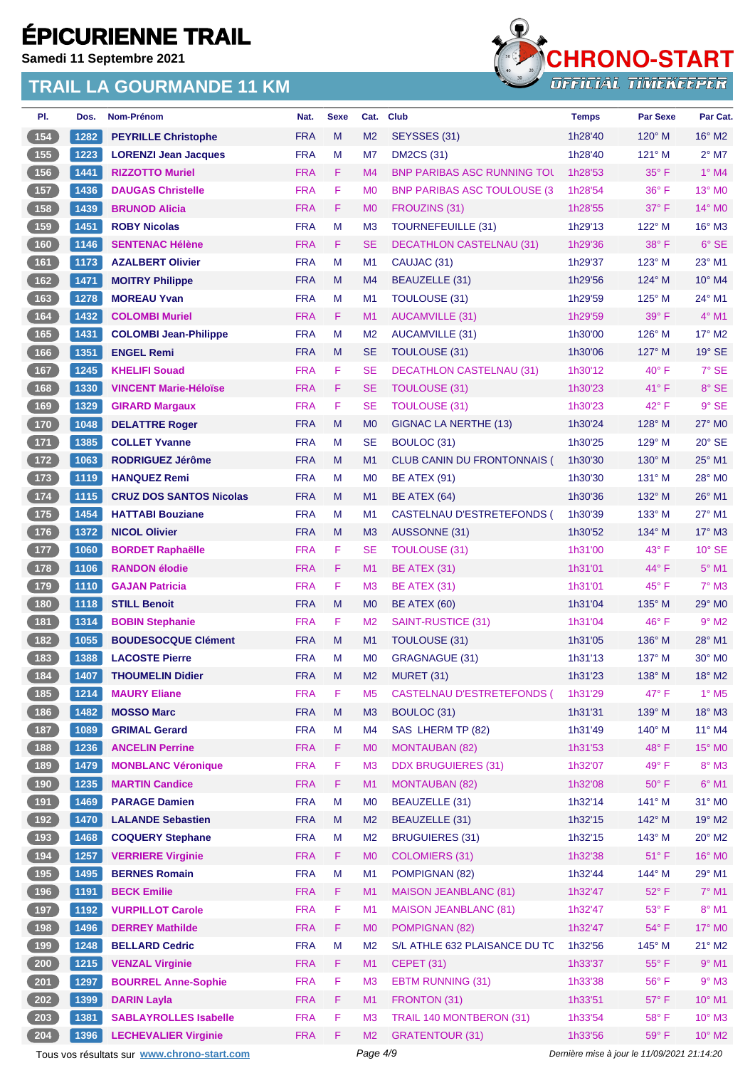# ÉPICURIENNE TRAIL

**Samedi 11 Septembre 2021**

## TRAIL LA GOURMANDE 11 KM

CHRONO-START
OFFICIAL TIMEKEEPER

| Pl. | Dos. | Nom-Prénom | Nat. | Sexe | Cat. | Club | Temps | Par Sexe | Par Cat. |
|---|---|---|---|---|---|---|---|---|---|
| 154 | 1282 | **PEYRILLE Christophe** | FRA | M | M2 | SEYSSES (31) | 1h28'40 | 120° M | 16° M2 |
| 155 | 1223 | **LORENZI Jean Jacques** | FRA | M | M7 | DM2CS (31) | 1h28'40 | 121° M | 2° M7 |
| 156 | 1441 | **RIZZOTTO Muriel** | FRA | F | M4 | BNP PARIBAS ASC RUNNING TOU | 1h28'53 | 35° F | 1° M4 |
| 157 | 1436 | **DAUGAS Christelle** | FRA | F | M0 | BNP PARIBAS ASC TOULOUSE (3 | 1h28'54 | 36° F | 13° M0 |
| 158 | 1439 | **BRUNOD Alicia** | FRA | F | M0 | FROUZINS (31) | 1h28'55 | 37° F | 14° M0 |
| 159 | 1451 | **ROBY Nicolas** | FRA | M | M3 | TOURNEFEUILLE (31) | 1h29'13 | 122° M | 16° M3 |
| 160 | 1146 | **SENTENAC Hélène** | FRA | F | SE | DECATHLON CASTELNAU (31) | 1h29'36 | 38° F | 6° SE |
| 161 | 1173 | **AZALBERT Olivier** | FRA | M | M1 | CAUJAC (31) | 1h29'37 | 123° M | 23° M1 |
| 162 | 1471 | **MOITRY Philippe** | FRA | M | M4 | BEAUZELLE (31) | 1h29'56 | 124° M | 10° M4 |
| 163 | 1278 | **MOREAU Yvan** | FRA | M | M1 | TOULOUSE (31) | 1h29'59 | 125° M | 24° M1 |
| 164 | 1432 | **COLOMBI Muriel** | FRA | F | M1 | AUCAMVILLE (31) | 1h29'59 | 39° F | 4° M1 |
| 165 | 1431 | **COLOMBI Jean-Philippe** | FRA | M | M2 | AUCAMVILLE (31) | 1h30'00 | 126° M | 17° M2 |
| 166 | 1351 | **ENGEL Remi** | FRA | M | SE | TOULOUSE (31) | 1h30'06 | 127° M | 19° SE |
| 167 | 1245 | **KHELIFI Souad** | FRA | F | SE | DECATHLON CASTELNAU (31) | 1h30'12 | 40° F | 7° SE |
| 168 | 1330 | **VINCENT Marie-Héloïse** | FRA | F | SE | TOULOUSE (31) | 1h30'23 | 41° F | 8° SE |
| 169 | 1329 | **GIRARD Margaux** | FRA | F | SE | TOULOUSE (31) | 1h30'23 | 42° F | 9° SE |
| 170 | 1048 | **DELATTRE Roger** | FRA | M | M0 | GIGNAC LA NERTHE (13) | 1h30'24 | 128° M | 27° M0 |
| 171 | 1385 | **COLLET Yvanne** | FRA | M | SE | BOULOC (31) | 1h30'25 | 129° M | 20° SE |
| 172 | 1063 | **RODRIGUEZ Jérôme** | FRA | M | M1 | CLUB CANIN DU FRONTONNAIS ( | 1h30'30 | 130° M | 25° M1 |
| 173 | 1119 | **HANQUEZ Remi** | FRA | M | M0 | BE ATEX (91) | 1h30'30 | 131° M | 28° M0 |
| 174 | 1115 | **CRUZ DOS SANTOS Nicolas** | FRA | M | M1 | BE ATEX (64) | 1h30'36 | 132° M | 26° M1 |
| 175 | 1454 | **HATTABI Bouziane** | FRA | M | M1 | CASTELNAU D'ESTRETEFONDS ( | 1h30'39 | 133° M | 27° M1 |
| 176 | 1372 | **NICOL Olivier** | FRA | M | M3 | AUSSONNE (31) | 1h30'52 | 134° M | 17° M3 |
| 177 | 1060 | **BORDET Raphaëlle** | FRA | F | SE | TOULOUSE (31) | 1h31'00 | 43° F | 10° SE |
| 178 | 1106 | **RANDON élodie** | FRA | F | M1 | BE ATEX (31) | 1h31'01 | 44° F | 5° M1 |
| 179 | 1110 | **GAJAN Patricia** | FRA | F | M3 | BE ATEX (31) | 1h31'01 | 45° F | 7° M3 |
| 180 | 1118 | **STILL Benoit** | FRA | M | M0 | BE ATEX (60) | 1h31'04 | 135° M | 29° M0 |
| 181 | 1314 | **BOBIN Stephanie** | FRA | F | M2 | SAINT-RUSTICE (31) | 1h31'04 | 46° F | 9° M2 |
| 182 | 1055 | **BOUDESOCQUE Clément** | FRA | M | M1 | TOULOUSE (31) | 1h31'05 | 136° M | 28° M1 |
| 183 | 1388 | **LACOSTE Pierre** | FRA | M | M0 | GRAGNAGUE (31) | 1h31'13 | 137° M | 30° M0 |
| 184 | 1407 | **THOUMELIN Didier** | FRA | M | M2 | MURET (31) | 1h31'23 | 138° M | 18° M2 |
| 185 | 1214 | **MAURY Eliane** | FRA | F | M5 | CASTELNAU D'ESTRETEFONDS ( | 1h31'29 | 47° F | 1° M5 |
| 186 | 1482 | **MOSSO Marc** | FRA | M | M3 | BOULOC (31) | 1h31'31 | 139° M | 18° M3 |
| 187 | 1089 | **GRIMAL Gerard** | FRA | M | M4 | SAS LHERM TP (82) | 1h31'49 | 140° M | 11° M4 |
| 188 | 1236 | **ANCELIN Perrine** | FRA | F | M0 | MONTAUBAN (82) | 1h31'53 | 48° F | 15° M0 |
| 189 | 1479 | **MONBLANC Véronique** | FRA | F | M3 | DDX BRUGUIERES (31) | 1h32'07 | 49° F | 8° M3 |
| 190 | 1235 | **MARTIN Candice** | FRA | F | M1 | MONTAUBAN (82) | 1h32'08 | 50° F | 6° M1 |
| 191 | 1469 | **PARAGE Damien** | FRA | M | M0 | BEAUZELLE (31) | 1h32'14 | 141° M | 31° M0 |
| 192 | 1470 | **LALANDE Sebastien** | FRA | M | M2 | BEAUZELLE (31) | 1h32'15 | 142° M | 19° M2 |
| 193 | 1468 | **COQUERY Stephane** | FRA | M | M2 | BRUGUIERES (31) | 1h32'15 | 143° M | 20° M2 |
| 194 | 1257 | **VERRIERE Virginie** | FRA | F | M0 | COLOMIERS (31) | 1h32'38 | 51° F | 16° M0 |
| 195 | 1495 | **BERNES Romain** | FRA | M | M1 | POMPIGNAN (82) | 1h32'44 | 144° M | 29° M1 |
| 196 | 1191 | **BECK Emilie** | FRA | F | M1 | MAISON JEANBLANC (81) | 1h32'47 | 52° F | 7° M1 |
| 197 | 1192 | **VURPILLOT Carole** | FRA | F | M1 | MAISON JEANBLANC (81) | 1h32'47 | 53° F | 8° M1 |
| 198 | 1496 | **DERREY Mathilde** | FRA | F | M0 | POMPIGNAN (82) | 1h32'47 | 54° F | 17° M0 |
| 199 | 1248 | **BELLARD Cedric** | FRA | M | M2 | S/L ATHLE 632 PLAISANCE DU TC | 1h32'56 | 145° M | 21° M2 |
| 200 | 1215 | **VENZAL Virginie** | FRA | F | M1 | CEPET (31) | 1h33'37 | 55° F | 9° M1 |
| 201 | 1297 | **BOURREL Anne-Sophie** | FRA | F | M3 | EBTM RUNNING (31) | 1h33'38 | 56° F | 9° M3 |
| 202 | 1399 | **DARIN Layla** | FRA | F | M1 | FRONTON (31) | 1h33'51 | 57° F | 10° M1 |
| 203 | 1381 | **SABLAYROLLES Isabelle** | FRA | F | M3 | TRAIL 140 MONTBERON (31) | 1h33'54 | 58° F | 10° M3 |
| 204 | 1396 | **LECHEVALIER Virginie** | FRA | F | M2 | GRATENTOUR (31) | 1h33'56 | 59° F | 10° M2 |

Tous vos résultats sur www.chrono-start.com

Dernière mise à jour le 11/09/2021 21:14:20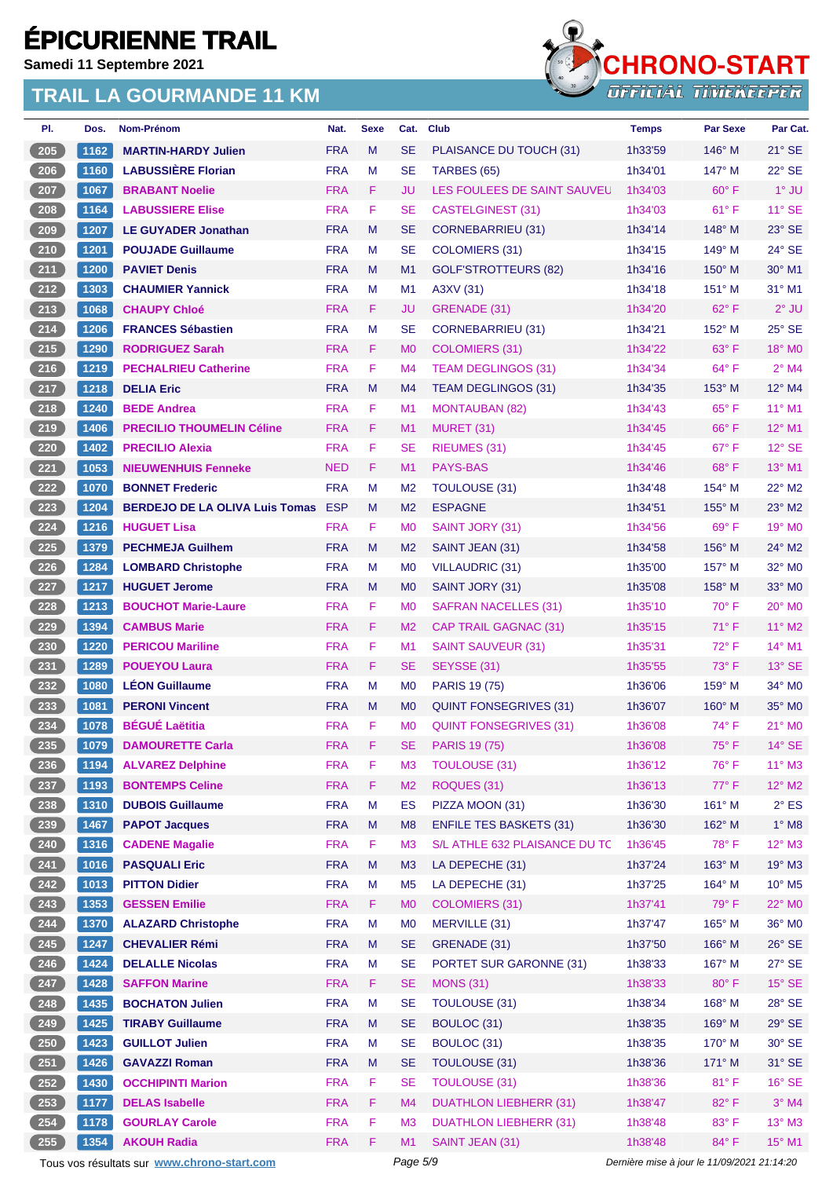# ÉPICURIENNE TRAIL

**Samedi 11 Septembre 2021**

## TRAIL LA GOURMANDE 11 KM

| Pl. | Dos. | Nom-Prénom | Nat. | Sexe | Cat. | Club | Temps | Par Sexe | Par Cat. |
|---|---|---|---|---|---|---|---|---|---|
| 205 | 1162 | MARTIN-HARDY Julien | FRA | M | SE | PLAISANCE DU TOUCH (31) | 1h33'59 | 146° M | 21° SE |
| 206 | 1160 | LABUSSIÈRE Florian | FRA | M | SE | TARBES (65) | 1h34'01 | 147° M | 22° SE |
| 207 | 1067 | BRABANT Noelie | FRA | F | JU | LES FOULEES DE SAINT SAUVEU | 1h34'03 | 60° F | 1° JU |
| 208 | 1164 | LABUSSIERE Elise | FRA | F | SE | CASTELGINEST (31) | 1h34'03 | 61° F | 11° SE |
| 209 | 1207 | LE GUYADER Jonathan | FRA | M | SE | CORNEBARRIEU (31) | 1h34'14 | 148° M | 23° SE |
| 210 | 1201 | POUJADE Guillaume | FRA | M | SE | COLOMIERS (31) | 1h34'15 | 149° M | 24° SE |
| 211 | 1200 | PAVIET Denis | FRA | M | M1 | GOLF'STROTTEURS (82) | 1h34'16 | 150° M | 30° M1 |
| 212 | 1303 | CHAUMIER Yannick | FRA | M | M1 | A3XV (31) | 1h34'18 | 151° M | 31° M1 |
| 213 | 1068 | CHAUPY Chloé | FRA | F | JU | GRENADE (31) | 1h34'20 | 62° F | 2° JU |
| 214 | 1206 | FRANCES Sébastien | FRA | M | SE | CORNEBARRIEU (31) | 1h34'21 | 152° M | 25° SE |
| 215 | 1290 | RODRIGUEZ Sarah | FRA | F | M0 | COLOMIERS (31) | 1h34'22 | 63° F | 18° M0 |
| 216 | 1219 | PECHALRIEU Catherine | FRA | F | M4 | TEAM DEGLINGOS (31) | 1h34'34 | 64° F | 2° M4 |
| 217 | 1218 | DELIA Eric | FRA | M | M4 | TEAM DEGLINGOS (31) | 1h34'35 | 153° M | 12° M4 |
| 218 | 1240 | BEDE Andrea | FRA | F | M1 | MONTAUBAN (82) | 1h34'43 | 65° F | 11° M1 |
| 219 | 1406 | PRECILIO THOUMELIN Céline | FRA | F | M1 | MURET (31) | 1h34'45 | 66° F | 12° M1 |
| 220 | 1402 | PRECILIO Alexia | FRA | F | SE | RIEUMES (31) | 1h34'45 | 67° F | 12° SE |
| 221 | 1053 | NIEUWENHUIS Fenneke | NED | F | M1 | PAYS-BAS | 1h34'46 | 68° F | 13° M1 |
| 222 | 1070 | BONNET Frederic | FRA | M | M2 | TOULOUSE (31) | 1h34'48 | 154° M | 22° M2 |
| 223 | 1204 | BERDEJO DE LA OLIVA Luis Tomas | ESP | M | M2 | ESPAGNE | 1h34'51 | 155° M | 23° M2 |
| 224 | 1216 | HUGUET Lisa | FRA | F | M0 | SAINT JORY (31) | 1h34'56 | 69° F | 19° M0 |
| 225 | 1379 | PECHMEJA Guilhem | FRA | M | M2 | SAINT JEAN (31) | 1h34'58 | 156° M | 24° M2 |
| 226 | 1284 | LOMBARD Christophe | FRA | M | M0 | VILLAUDRIC (31) | 1h35'00 | 157° M | 32° M0 |
| 227 | 1217 | HUGUET Jerome | FRA | M | M0 | SAINT JORY (31) | 1h35'08 | 158° M | 33° M0 |
| 228 | 1213 | BOUCHOT Marie-Laure | FRA | F | M0 | SAFRAN NACELLES (31) | 1h35'10 | 70° F | 20° M0 |
| 229 | 1394 | CAMBUS Marie | FRA | F | M2 | CAP TRAIL GAGNAC (31) | 1h35'15 | 71° F | 11° M2 |
| 230 | 1220 | PERICOU Mariline | FRA | F | M1 | SAINT SAUVEUR (31) | 1h35'31 | 72° F | 14° M1 |
| 231 | 1289 | POUEYOU Laura | FRA | F | SE | SEYSSE (31) | 1h35'55 | 73° F | 13° SE |
| 232 | 1080 | LÉON Guillaume | FRA | M | M0 | PARIS 19 (75) | 1h36'06 | 159° M | 34° M0 |
| 233 | 1081 | PERONI Vincent | FRA | M | M0 | QUINT FONSEGRIVES (31) | 1h36'07 | 160° M | 35° M0 |
| 234 | 1078 | BÉGUÉ Laëtitia | FRA | F | M0 | QUINT FONSEGRIVES (31) | 1h36'08 | 74° F | 21° M0 |
| 235 | 1079 | DAMOURETTE Carla | FRA | F | SE | PARIS 19 (75) | 1h36'08 | 75° F | 14° SE |
| 236 | 1194 | ALVAREZ Delphine | FRA | F | M3 | TOULOUSE (31) | 1h36'12 | 76° F | 11° M3 |
| 237 | 1193 | BONTEMPS Celine | FRA | F | M2 | ROQUES (31) | 1h36'13 | 77° F | 12° M2 |
| 238 | 1310 | DUBOIS Guillaume | FRA | M | ES | PIZZA MOON (31) | 1h36'30 | 161° M | 2° ES |
| 239 | 1467 | PAPOT Jacques | FRA | M | M8 | ENFILE TES BASKETS (31) | 1h36'30 | 162° M | 1° M8 |
| 240 | 1316 | CADENE Magalie | FRA | F | M3 | S/L ATHLE 632 PLAISANCE DU TC | 1h36'45 | 78° F | 12° M3 |
| 241 | 1016 | PASQUALI Eric | FRA | M | M3 | LA DEPECHE (31) | 1h37'24 | 163° M | 19° M3 |
| 242 | 1013 | PITTON Didier | FRA | M | M5 | LA DEPECHE (31) | 1h37'25 | 164° M | 10° M5 |
| 243 | 1353 | GESSEN Emilie | FRA | F | M0 | COLOMIERS (31) | 1h37'41 | 79° F | 22° M0 |
| 244 | 1370 | ALAZARD Christophe | FRA | M | M0 | MERVILLE (31) | 1h37'47 | 165° M | 36° M0 |
| 245 | 1247 | CHEVALIER Rémi | FRA | M | SE | GRENADE (31) | 1h37'50 | 166° M | 26° SE |
| 246 | 1424 | DELALLE Nicolas | FRA | M | SE | PORTET SUR GARONNE (31) | 1h38'33 | 167° M | 27° SE |
| 247 | 1428 | SAFFON Marine | FRA | F | SE | MONS (31) | 1h38'33 | 80° F | 15° SE |
| 248 | 1435 | BOCHATON Julien | FRA | M | SE | TOULOUSE (31) | 1h38'34 | 168° M | 28° SE |
| 249 | 1425 | TIRABY Guillaume | FRA | M | SE | BOULOC (31) | 1h38'35 | 169° M | 29° SE |
| 250 | 1423 | GUILLOT Julien | FRA | M | SE | BOULOC (31) | 1h38'35 | 170° M | 30° SE |
| 251 | 1426 | GAVAZZI Roman | FRA | M | SE | TOULOUSE (31) | 1h38'36 | 171° M | 31° SE |
| 252 | 1430 | OCCHIPINTI Marion | FRA | F | SE | TOULOUSE (31) | 1h38'36 | 81° F | 16° SE |
| 253 | 1177 | DELAS Isabelle | FRA | F | M4 | DUATHLON LIEBHERR (31) | 1h38'47 | 82° F | 3° M4 |
| 254 | 1178 | GOURLAY Carole | FRA | F | M3 | DUATHLON LIEBHERR (31) | 1h38'48 | 83° F | 13° M3 |
| 255 | 1354 | AKOUH Radia | FRA | F | M1 | SAINT JEAN (31) | 1h38'48 | 84° F | 15° M1 |

Tous vos résultats sur www.chrono-start.com

Dernière mise à jour le 11/09/2021 21:14:20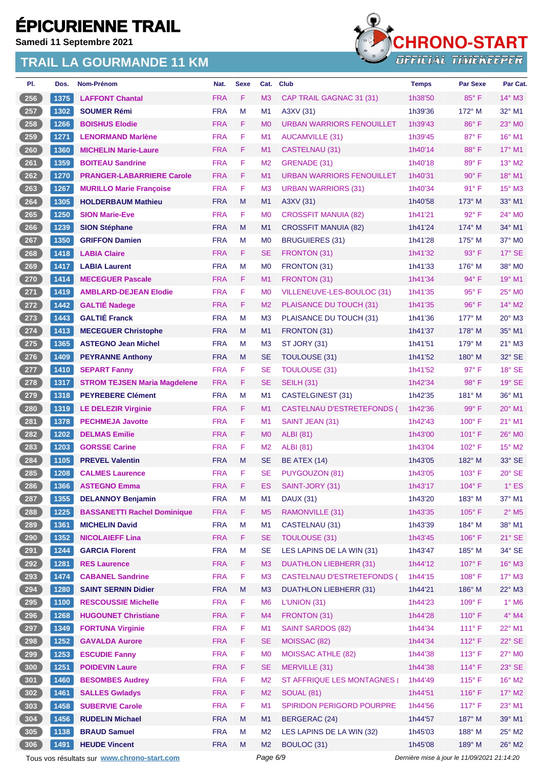# ÉPICURIENNE TRAIL

**Samedi 11 Septembre 2021**

## TRAIL LA GOURMANDE 11 KM

CHRONO-START
OFFICIAL TIMEKEEPER

| Pl. | Dos. | Nom-Prénom | Nat. | Sexe | Cat. | Club | Temps | Par Sexe | Par Cat. |
|---|---|---|---|---|---|---|---|---|---|
| 256 | 1375 | LAFFONT Chantal | FRA | F | M3 | CAP TRAIL GAGNAC 31 (31) | 1h38'50 | 85° F | 14° M3 |
| 257 | 1302 | SOUMER Rémi | FRA | M | M1 | A3XV (31) | 1h39'36 | 172° M | 32° M1 |
| 258 | 1266 | BOISHUS Elodie | FRA | F | M0 | URBAN WARRIORS FENOUILLET | 1h39'43 | 86° F | 23° M0 |
| 259 | 1271 | LENORMAND Marlène | FRA | F | M1 | AUCAMVILLE (31) | 1h39'45 | 87° F | 16° M1 |
| 260 | 1360 | MICHELIN Marie-Laure | FRA | F | M1 | CASTELNAU (31) | 1h40'14 | 88° F | 17° M1 |
| 261 | 1359 | BOITEAU Sandrine | FRA | F | M2 | GRENADE (31) | 1h40'18 | 89° F | 13° M2 |
| 262 | 1270 | PRANGER-LABARRIERE Carole | FRA | F | M1 | URBAN WARRIORS FENOUILLET | 1h40'31 | 90° F | 18° M1 |
| 263 | 1267 | MURILLO Marie Françoise | FRA | F | M3 | URBAN WARRIORS (31) | 1h40'34 | 91° F | 15° M3 |
| 264 | 1305 | HOLDERBAUM Mathieu | FRA | M | M1 | A3XV (31) | 1h40'58 | 173° M | 33° M1 |
| 265 | 1250 | SION Marie-Eve | FRA | F | M0 | CROSSFIT MANUIA (82) | 1h41'21 | 92° F | 24° M0 |
| 266 | 1239 | SION Stéphane | FRA | M | M1 | CROSSFIT MANUIA (82) | 1h41'24 | 174° M | 34° M1 |
| 267 | 1350 | GRIFFON Damien | FRA | M | M0 | BRUGUIERES (31) | 1h41'28 | 175° M | 37° M0 |
| 268 | 1418 | LABIA Claire | FRA | F | SE | FRONTON (31) | 1h41'32 | 93° F | 17° SE |
| 269 | 1417 | LABIA Laurent | FRA | M | M0 | FRONTON (31) | 1h41'33 | 176° M | 38° M0 |
| 270 | 1414 | MECEGUER Pascale | FRA | F | M1 | FRONTON (31) | 1h41'34 | 94° F | 19° M1 |
| 271 | 1419 | AMBLARD-DEJEAN Elodie | FRA | F | M0 | VILLENEUVE-LES-BOULOC (31) | 1h41'35 | 95° F | 25° M0 |
| 272 | 1442 | GALTIÉ Nadege | FRA | F | M2 | PLAISANCE DU TOUCH (31) | 1h41'35 | 96° F | 14° M2 |
| 273 | 1443 | GALTIÉ Franck | FRA | M | M3 | PLAISANCE DU TOUCH (31) | 1h41'36 | 177° M | 20° M3 |
| 274 | 1413 | MECEGUER Christophe | FRA | M | M1 | FRONTON (31) | 1h41'37 | 178° M | 35° M1 |
| 275 | 1365 | ASTEGNO Jean Michel | FRA | M | M3 | ST JORY (31) | 1h41'51 | 179° M | 21° M3 |
| 276 | 1409 | PEYRANNE Anthony | FRA | M | SE | TOULOUSE (31) | 1h41'52 | 180° M | 32° SE |
| 277 | 1410 | SEPART Fanny | FRA | F | SE | TOULOUSE (31) | 1h41'52 | 97° F | 18° SE |
| 278 | 1317 | STROM TEJSEN Maria Magdelene | FRA | F | SE | SEILH (31) | 1h42'34 | 98° F | 19° SE |
| 279 | 1318 | PEYREBERE Clément | FRA | M | M1 | CASTELGINEST (31) | 1h42'35 | 181° M | 36° M1 |
| 280 | 1319 | LE DELEZIR Virginie | FRA | F | M1 | CASTELNAU D'ESTRETEFONDS ( | 1h42'36 | 99° F | 20° M1 |
| 281 | 1378 | PECHMEJA Javotte | FRA | F | M1 | SAINT JEAN (31) | 1h42'43 | 100° F | 21° M1 |
| 282 | 1202 | DELMAS Emilie | FRA | F | M0 | ALBI (81) | 1h43'00 | 101° F | 26° M0 |
| 283 | 1203 | GORSSE Carine | FRA | F | M2 | ALBI (81) | 1h43'04 | 102° F | 15° M2 |
| 284 | 1105 | PREVEL Valentin | FRA | M | SE | BE ATEX (14) | 1h43'05 | 182° M | 33° SE |
| 285 | 1208 | CALMES Laurence | FRA | F | SE | PUYGOUZON (81) | 1h43'05 | 103° F | 20° SE |
| 286 | 1366 | ASTEGNO Emma | FRA | F | ES | SAINT-JORY (31) | 1h43'17 | 104° F | 1° ES |
| 287 | 1355 | DELANNOY Benjamin | FRA | M | M1 | DAUX (31) | 1h43'20 | 183° M | 37° M1 |
| 288 | 1225 | BASSANETTI Rachel Dominique | FRA | F | M5 | RAMONVILLE (31) | 1h43'35 | 105° F | 2° M5 |
| 289 | 1361 | MICHELIN David | FRA | M | M1 | CASTELNAU (31) | 1h43'39 | 184° M | 38° M1 |
| 290 | 1352 | NICOLAIEFF Lina | FRA | F | SE | TOULOUSE (31) | 1h43'45 | 106° F | 21° SE |
| 291 | 1244 | GARCIA Florent | FRA | M | SE | LES LAPINS DE LA WIN (31) | 1h43'47 | 185° M | 34° SE |
| 292 | 1281 | RES Laurence | FRA | F | M3 | DUATHLON LIEBHERR (31) | 1h44'12 | 107° F | 16° M3 |
| 293 | 1474 | CABANEL Sandrine | FRA | F | M3 | CASTELNAU D'ESTRETEFONDS ( | 1h44'15 | 108° F | 17° M3 |
| 294 | 1280 | SAINT SERNIN Didier | FRA | M | M3 | DUATHLON LIEBHERR (31) | 1h44'21 | 186° M | 22° M3 |
| 295 | 1100 | RESCOUSSIE Michelle | FRA | F | M6 | L'UNION (31) | 1h44'23 | 109° F | 1° M6 |
| 296 | 1268 | HUGOUNET Christiane | FRA | F | M4 | FRONTON (31) | 1h44'28 | 110° F | 4° M4 |
| 297 | 1349 | FORTUNA Virginie | FRA | F | M1 | SAINT SARDOS (82) | 1h44'34 | 111° F | 22° M1 |
| 298 | 1252 | GAVALDA Aurore | FRA | F | SE | MOISSAC (82) | 1h44'34 | 112° F | 22° SE |
| 299 | 1253 | ESCUDIE Fanny | FRA | F | M0 | MOISSAC ATHLE (82) | 1h44'38 | 113° F | 27° M0 |
| 300 | 1251 | POIDEVIN Laure | FRA | F | SE | MERVILLE (31) | 1h44'38 | 114° F | 23° SE |
| 301 | 1460 | BESOMBES Audrey | FRA | F | M2 | ST AFFRIQUE LES MONTAGNES ( | 1h44'49 | 115° F | 16° M2 |
| 302 | 1461 | SALLES Gwladys | FRA | F | M2 | SOUAL (81) | 1h44'51 | 116° F | 17° M2 |
| 303 | 1458 | SUBERVIE Carole | FRA | F | M1 | SPIRIDON PERIGORD POURPRE | 1h44'56 | 117° F | 23° M1 |
| 304 | 1456 | RUDELIN Michael | FRA | M | M1 | BERGERAC (24) | 1h44'57 | 187° M | 39° M1 |
| 305 | 1138 | BRAUD Samuel | FRA | M | M2 | LES LAPINS DE LA WIN (32) | 1h45'03 | 188° M | 25° M2 |
| 306 | 1491 | HEUDE Vincent | FRA | M | M2 | BOULOC (31) | 1h45'08 | 189° M | 26° M2 |

Tous vos résultats sur www.chrono-start.com

Dernière mise à jour le 11/09/2021 21:14:20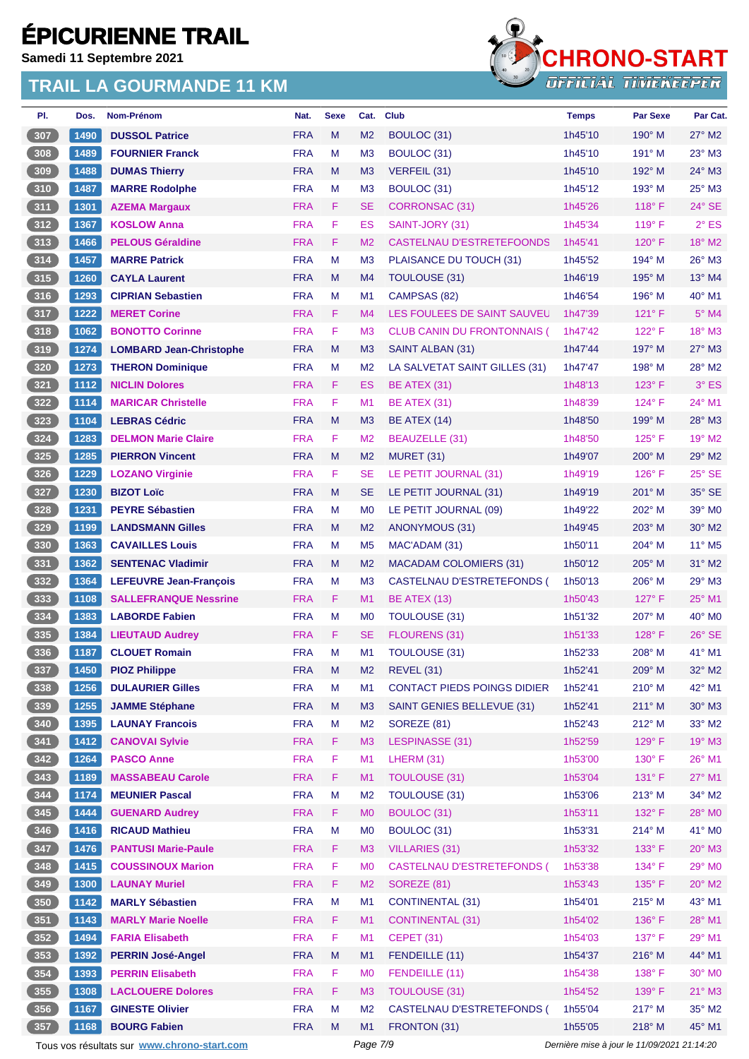# ÉPICURIENNE TRAIL

**Samedi 11 Septembre 2021**

## TRAIL LA GOURMANDE 11 KM

| Pl. | Dos. | Nom-Prénom | Nat. | Sexe | Cat. | Club | Temps | Par Sexe | Par Cat. |
|---|---|---|---|---|---|---|---|---|---|
| 307 | 1490 | **DUSSOL Patrice** | FRA | M | M2 | BOULOC (31) | 1h45'10 | 190° M | 27° M2 |
| 308 | 1489 | **FOURNIER Franck** | FRA | M | M3 | BOULOC (31) | 1h45'10 | 191° M | 23° M3 |
| 309 | 1488 | **DUMAS Thierry** | FRA | M | M3 | VERFEIL (31) | 1h45'10 | 192° M | 24° M3 |
| 310 | 1487 | **MARRE Rodolphe** | FRA | M | M3 | BOULOC (31) | 1h45'12 | 193° M | 25° M3 |
| 311 | 1301 | **AZEMA Margaux** | FRA | F | SE | CORRONSAC (31) | 1h45'26 | 118° F | 24° SE |
| 312 | 1367 | **KOSLOW Anna** | FRA | F | ES | SAINT-JORY (31) | 1h45'34 | 119° F | 2° ES |
| 313 | 1466 | **PELOUS Géraldine** | FRA | F | M2 | CASTELNAU D'ESTRETEFOONDS | 1h45'41 | 120° F | 18° M2 |
| 314 | 1457 | **MARRE Patrick** | FRA | M | M3 | PLAISANCE DU TOUCH (31) | 1h45'52 | 194° M | 26° M3 |
| 315 | 1260 | **CAYLA Laurent** | FRA | M | M4 | TOULOUSE (31) | 1h46'19 | 195° M | 13° M4 |
| 316 | 1293 | **CIPRIAN Sebastien** | FRA | M | M1 | CAMPSAS (82) | 1h46'54 | 196° M | 40° M1 |
| 317 | 1222 | **MERET Corine** | FRA | F | M4 | LES FOULEES DE SAINT SAUVEU | 1h47'39 | 121° F | 5° M4 |
| 318 | 1062 | **BONOTTO Corinne** | FRA | F | M3 | CLUB CANIN DU FRONTONNAIS ( | 1h47'42 | 122° F | 18° M3 |
| 319 | 1274 | **LOMBARD Jean-Christophe** | FRA | M | M3 | SAINT ALBAN (31) | 1h47'44 | 197° M | 27° M3 |
| 320 | 1273 | **THERON Dominique** | FRA | M | M2 | LA SALVETAT SAINT GILLES (31) | 1h47'47 | 198° M | 28° M2 |
| 321 | 1112 | **NICLIN Dolores** | FRA | F | ES | BE ATEX (31) | 1h48'13 | 123° F | 3° ES |
| 322 | 1114 | **MARICAR Christelle** | FRA | F | M1 | BE ATEX (31) | 1h48'39 | 124° F | 24° M1 |
| 323 | 1104 | **LEBRAS Cédric** | FRA | M | M3 | BE ATEX (14) | 1h48'50 | 199° M | 28° M3 |
| 324 | 1283 | **DELMON Marie Claire** | FRA | F | M2 | BEAUZELLE (31) | 1h48'50 | 125° F | 19° M2 |
| 325 | 1285 | **PIERRON Vincent** | FRA | M | M2 | MURET (31) | 1h49'07 | 200° M | 29° M2 |
| 326 | 1229 | **LOZANO Virginie** | FRA | F | SE | LE PETIT JOURNAL (31) | 1h49'19 | 126° F | 25° SE |
| 327 | 1230 | **BIZOT Loïc** | FRA | M | SE | LE PETIT JOURNAL (31) | 1h49'19 | 201° M | 35° SE |
| 328 | 1231 | **PEYRE Sébastien** | FRA | M | M0 | LE PETIT JOURNAL (09) | 1h49'22 | 202° M | 39° M0 |
| 329 | 1199 | **LANDSMANN Gilles** | FRA | M | M2 | ANONYMOUS (31) | 1h49'45 | 203° M | 30° M2 |
| 330 | 1363 | **CAVAILLES Louis** | FRA | M | M5 | MAC'ADAM (31) | 1h50'11 | 204° M | 11° M5 |
| 331 | 1362 | **SENTENAC Vladimir** | FRA | M | M2 | MACADAM COLOMIERS (31) | 1h50'12 | 205° M | 31° M2 |
| 332 | 1364 | **LEFEUVRE Jean-François** | FRA | M | M3 | CASTELNAU D'ESTRETEFONDS ( | 1h50'13 | 206° M | 29° M3 |
| 333 | 1108 | **SALLEFRANQUE Nessrine** | FRA | F | M1 | BE ATEX (13) | 1h50'43 | 127° F | 25° M1 |
| 334 | 1383 | **LABORDE Fabien** | FRA | M | M0 | TOULOUSE (31) | 1h51'32 | 207° M | 40° M0 |
| 335 | 1384 | **LIEUTAUD Audrey** | FRA | F | SE | FLOURENS (31) | 1h51'33 | 128° F | 26° SE |
| 336 | 1187 | **CLOUET Romain** | FRA | M | M1 | TOULOUSE (31) | 1h52'33 | 208° M | 41° M1 |
| 337 | 1450 | **PIOZ Philippe** | FRA | M | M2 | REVEL (31) | 1h52'41 | 209° M | 32° M2 |
| 338 | 1256 | **DULAURIER Gilles** | FRA | M | M1 | CONTACT PIEDS POINGS DIDIER | 1h52'41 | 210° M | 42° M1 |
| 339 | 1255 | **JAMME Stéphane** | FRA | M | M3 | SAINT GENIES BELLEVUE (31) | 1h52'41 | 211° M | 30° M3 |
| 340 | 1395 | **LAUNAY Francois** | FRA | M | M2 | SOREZE (81) | 1h52'43 | 212° M | 33° M2 |
| 341 | 1412 | **CANOVAI Sylvie** | FRA | F | M3 | LESPINASSE (31) | 1h52'59 | 129° F | 19° M3 |
| 342 | 1264 | **PASCO Anne** | FRA | F | M1 | LHERM (31) | 1h53'00 | 130° F | 26° M1 |
| 343 | 1189 | **MASSABEAU Carole** | FRA | F | M1 | TOULOUSE (31) | 1h53'04 | 131° F | 27° M1 |
| 344 | 1174 | **MEUNIER Pascal** | FRA | M | M2 | TOULOUSE (31) | 1h53'06 | 213° M | 34° M2 |
| 345 | 1444 | **GUENARD Audrey** | FRA | F | M0 | BOULOC (31) | 1h53'11 | 132° F | 28° M0 |
| 346 | 1416 | **RICAUD Mathieu** | FRA | M | M0 | BOULOC (31) | 1h53'31 | 214° M | 41° M0 |
| 347 | 1476 | **PANTUSI Marie-Paule** | FRA | F | M3 | VILLARIES (31) | 1h53'32 | 133° F | 20° M3 |
| 348 | 1415 | **COUSSINOUX Marion** | FRA | F | M0 | CASTELNAU D'ESTRETEFONDS ( | 1h53'38 | 134° F | 29° M0 |
| 349 | 1300 | **LAUNAY Muriel** | FRA | F | M2 | SOREZE (81) | 1h53'43 | 135° F | 20° M2 |
| 350 | 1142 | **MARLY Sébastien** | FRA | M | M1 | CONTINENTAL (31) | 1h54'01 | 215° M | 43° M1 |
| 351 | 1143 | **MARLY Marie Noelle** | FRA | F | M1 | CONTINENTAL (31) | 1h54'02 | 136° F | 28° M1 |
| 352 | 1494 | **FARIA Elisabeth** | FRA | F | M1 | CEPET (31) | 1h54'03 | 137° F | 29° M1 |
| 353 | 1392 | **PERRIN José-Angel** | FRA | M | M1 | FENDEILLE (11) | 1h54'37 | 216° M | 44° M1 |
| 354 | 1393 | **PERRIN Elisabeth** | FRA | F | M0 | FENDEILLE (11) | 1h54'38 | 138° F | 30° M0 |
| 355 | 1308 | **LACLOUERE Dolores** | FRA | F | M3 | TOULOUSE (31) | 1h54'52 | 139° F | 21° M3 |
| 356 | 1167 | **GINESTE Olivier** | FRA | M | M2 | CASTELNAU D'ESTRETEFONDS ( | 1h55'04 | 217° M | 35° M2 |
| 357 | 1168 | **BOURG Fabien** | FRA | M | M1 | FRONTON (31) | 1h55'05 | 218° M | 45° M1 |

Tous vos résultats sur www.chrono-start.com — Dernière mise à jour le 11/09/2021 21:14:20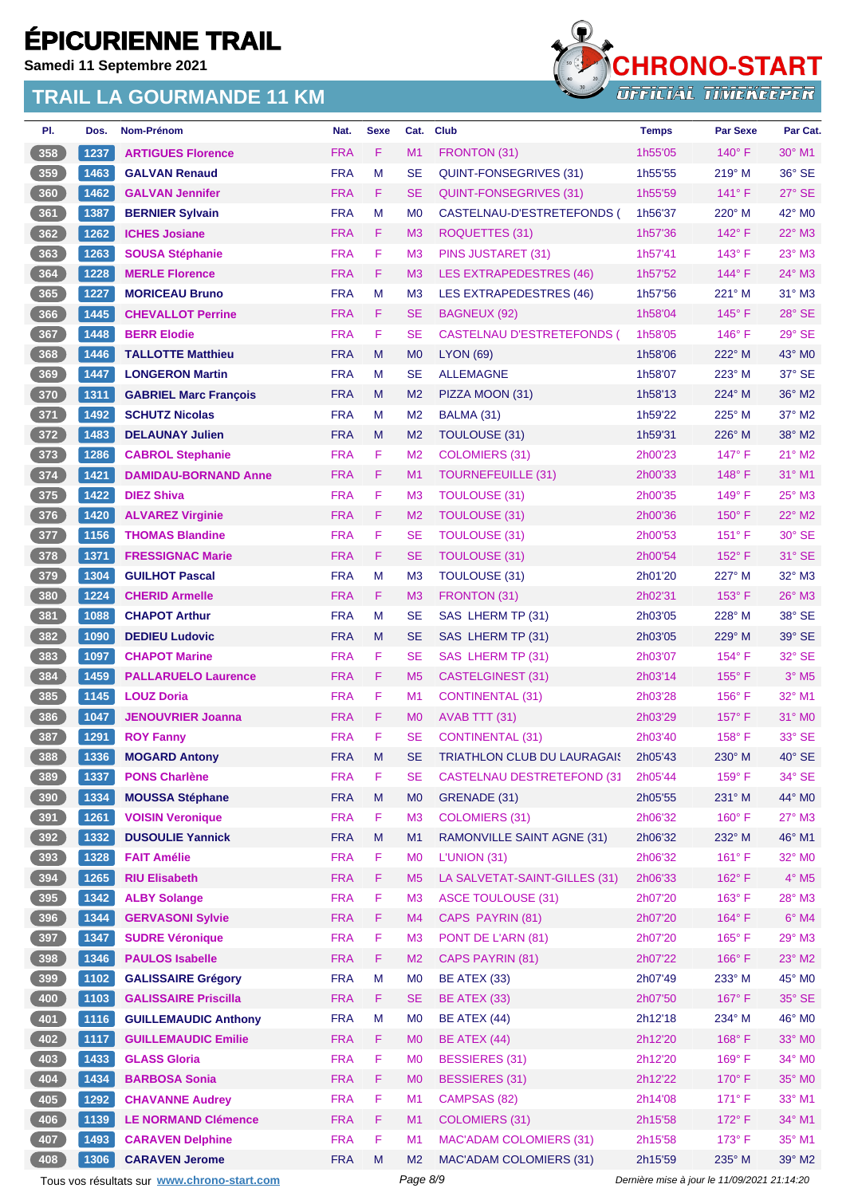# ÉPICURIENNE TRAIL

**Samedi 11 Septembre 2021**

## TRAIL LA GOURMANDE 11 KM

CHRONO-START OFFICIAL TIMEKEEPER

| Pl. | Dos. | Nom-Prénom | Nat. | Sexe | Cat. | Club | Temps | Par Sexe | Par Cat. |
|---|---|---|---|---|---|---|---|---|---|
| 358 | 1237 | ARTIGUES Florence | FRA | F | M1 | FRONTON (31) | 1h55'05 | 140° F | 30° M1 |
| 359 | 1463 | GALVAN Renaud | FRA | M | SE | QUINT-FONSEGRIVES (31) | 1h55'55 | 219° M | 36° SE |
| 360 | 1462 | GALVAN Jennifer | FRA | F | SE | QUINT-FONSEGRIVES (31) | 1h55'59 | 141° F | 27° SE |
| 361 | 1387 | BERNIER Sylvain | FRA | M | M0 | CASTELNAU-D'ESTRETEFONDS ( | 1h56'37 | 220° M | 42° M0 |
| 362 | 1262 | ICHES Josiane | FRA | F | M3 | ROQUETTES (31) | 1h57'36 | 142° F | 22° M3 |
| 363 | 1263 | SOUSA Stéphanie | FRA | F | M3 | PINS JUSTARET (31) | 1h57'41 | 143° F | 23° M3 |
| 364 | 1228 | MERLE Florence | FRA | F | M3 | LES EXTRAPEDESTRES (46) | 1h57'52 | 144° F | 24° M3 |
| 365 | 1227 | MORICEAU Bruno | FRA | M | M3 | LES EXTRAPEDESTRES (46) | 1h57'56 | 221° M | 31° M3 |
| 366 | 1445 | CHEVALLOT Perrine | FRA | F | SE | BAGNEUX (92) | 1h58'04 | 145° F | 28° SE |
| 367 | 1448 | BERR Elodie | FRA | F | SE | CASTELNAU D'ESTRETEFONDS ( | 1h58'05 | 146° F | 29° SE |
| 368 | 1446 | TALLOTTE Matthieu | FRA | M | M0 | LYON (69) | 1h58'06 | 222° M | 43° M0 |
| 369 | 1447 | LONGERON Martin | FRA | M | SE | ALLEMAGNE | 1h58'07 | 223° M | 37° SE |
| 370 | 1311 | GABRIEL Marc François | FRA | M | M2 | PIZZA MOON (31) | 1h58'13 | 224° M | 36° M2 |
| 371 | 1492 | SCHUTZ Nicolas | FRA | M | M2 | BALMA (31) | 1h59'22 | 225° M | 37° M2 |
| 372 | 1483 | DELAUNAY Julien | FRA | M | M2 | TOULOUSE (31) | 1h59'31 | 226° M | 38° M2 |
| 373 | 1286 | CABROL Stephanie | FRA | F | M2 | COLOMIERS (31) | 2h00'23 | 147° F | 21° M2 |
| 374 | 1421 | DAMIDAU-BORNAND Anne | FRA | F | M1 | TOURNEFEUILLE (31) | 2h00'33 | 148° F | 31° M1 |
| 375 | 1422 | DIEZ Shiva | FRA | F | M3 | TOULOUSE (31) | 2h00'35 | 149° F | 25° M3 |
| 376 | 1420 | ALVAREZ Virginie | FRA | F | M2 | TOULOUSE (31) | 2h00'36 | 150° F | 22° M2 |
| 377 | 1156 | THOMAS Blandine | FRA | F | SE | TOULOUSE (31) | 2h00'53 | 151° F | 30° SE |
| 378 | 1371 | FRESSIGNAC Marie | FRA | F | SE | TOULOUSE (31) | 2h00'54 | 152° F | 31° SE |
| 379 | 1304 | GUILHOT Pascal | FRA | M | M3 | TOULOUSE (31) | 2h01'20 | 227° M | 32° M3 |
| 380 | 1224 | CHERID Armelle | FRA | F | M3 | FRONTON (31) | 2h02'31 | 153° F | 26° M3 |
| 381 | 1088 | CHAPOT Arthur | FRA | M | SE | SAS LHERM TP (31) | 2h03'05 | 228° M | 38° SE |
| 382 | 1090 | DEDIEU Ludovic | FRA | M | SE | SAS LHERM TP (31) | 2h03'05 | 229° M | 39° SE |
| 383 | 1097 | CHAPOT Marine | FRA | F | SE | SAS LHERM TP (31) | 2h03'07 | 154° F | 32° SE |
| 384 | 1459 | PALLARUELO Laurence | FRA | F | M5 | CASTELGINEST (31) | 2h03'14 | 155° F | 3° M5 |
| 385 | 1145 | LOUZ Doria | FRA | F | M1 | CONTINENTAL (31) | 2h03'28 | 156° F | 32° M1 |
| 386 | 1047 | JENOUVRIER Joanna | FRA | F | M0 | AVAB TTT (31) | 2h03'29 | 157° F | 31° M0 |
| 387 | 1291 | ROY Fanny | FRA | F | SE | CONTINENTAL (31) | 2h03'40 | 158° F | 33° SE |
| 388 | 1336 | MOGARD Antony | FRA | M | SE | TRIATHLON CLUB DU LAURAGAIS | 2h05'43 | 230° M | 40° SE |
| 389 | 1337 | PONS Charlène | FRA | F | SE | CASTELNAU DESTRETEFOND (31 | 2h05'44 | 159° F | 34° SE |
| 390 | 1334 | MOUSSA Stéphane | FRA | M | M0 | GRENADE (31) | 2h05'55 | 231° M | 44° M0 |
| 391 | 1261 | VOISIN Veronique | FRA | F | M3 | COLOMIERS (31) | 2h06'32 | 160° F | 27° M3 |
| 392 | 1332 | DUSOULIE Yannick | FRA | M | M1 | RAMONVILLE SAINT AGNE (31) | 2h06'32 | 232° M | 46° M1 |
| 393 | 1328 | FAIT Amélie | FRA | F | M0 | L'UNION (31) | 2h06'32 | 161° F | 32° M0 |
| 394 | 1265 | RIU Elisabeth | FRA | F | M5 | LA SALVETAT-SAINT-GILLES (31) | 2h06'33 | 162° F | 4° M5 |
| 395 | 1342 | ALBY Solange | FRA | F | M3 | ASCE TOULOUSE (31) | 2h07'20 | 163° F | 28° M3 |
| 396 | 1344 | GERVASONI Sylvie | FRA | F | M4 | CAPS PAYRIN (81) | 2h07'20 | 164° F | 6° M4 |
| 397 | 1347 | SUDRE Véronique | FRA | F | M3 | PONT DE L'ARN (81) | 2h07'20 | 165° F | 29° M3 |
| 398 | 1346 | PAULOS Isabelle | FRA | F | M2 | CAPS PAYRIN (81) | 2h07'22 | 166° F | 23° M2 |
| 399 | 1102 | GALISSAIRE Grégory | FRA | M | M0 | BE ATEX (33) | 2h07'49 | 233° M | 45° M0 |
| 400 | 1103 | GALISSAIRE Priscilla | FRA | F | SE | BE ATEX (33) | 2h07'50 | 167° F | 35° SE |
| 401 | 1116 | GUILLEMAUDIC Anthony | FRA | M | M0 | BE ATEX (44) | 2h12'18 | 234° M | 46° M0 |
| 402 | 1117 | GUILLEMAUDIC Emilie | FRA | F | M0 | BE ATEX (44) | 2h12'20 | 168° F | 33° M0 |
| 403 | 1433 | GLASS Gloria | FRA | F | M0 | BESSIERES (31) | 2h12'20 | 169° F | 34° M0 |
| 404 | 1434 | BARBOSA Sonia | FRA | F | M0 | BESSIERES (31) | 2h12'22 | 170° F | 35° M0 |
| 405 | 1292 | CHAVANNE Audrey | FRA | F | M1 | CAMPSAS (82) | 2h14'08 | 171° F | 33° M1 |
| 406 | 1139 | LE NORMAND Clémence | FRA | F | M1 | COLOMIERS (31) | 2h15'58 | 172° F | 34° M1 |
| 407 | 1493 | CARAVEN Delphine | FRA | F | M1 | MAC'ADAM COLOMIERS (31) | 2h15'58 | 173° F | 35° M1 |
| 408 | 1306 | CARAVEN Jerome | FRA | M | M2 | MAC'ADAM COLOMIERS (31) | 2h15'59 | 235° M | 39° M2 |

Tous vos résultats sur www.chrono-start.com

*Dernière mise à jour le 11/09/2021 21:14:20*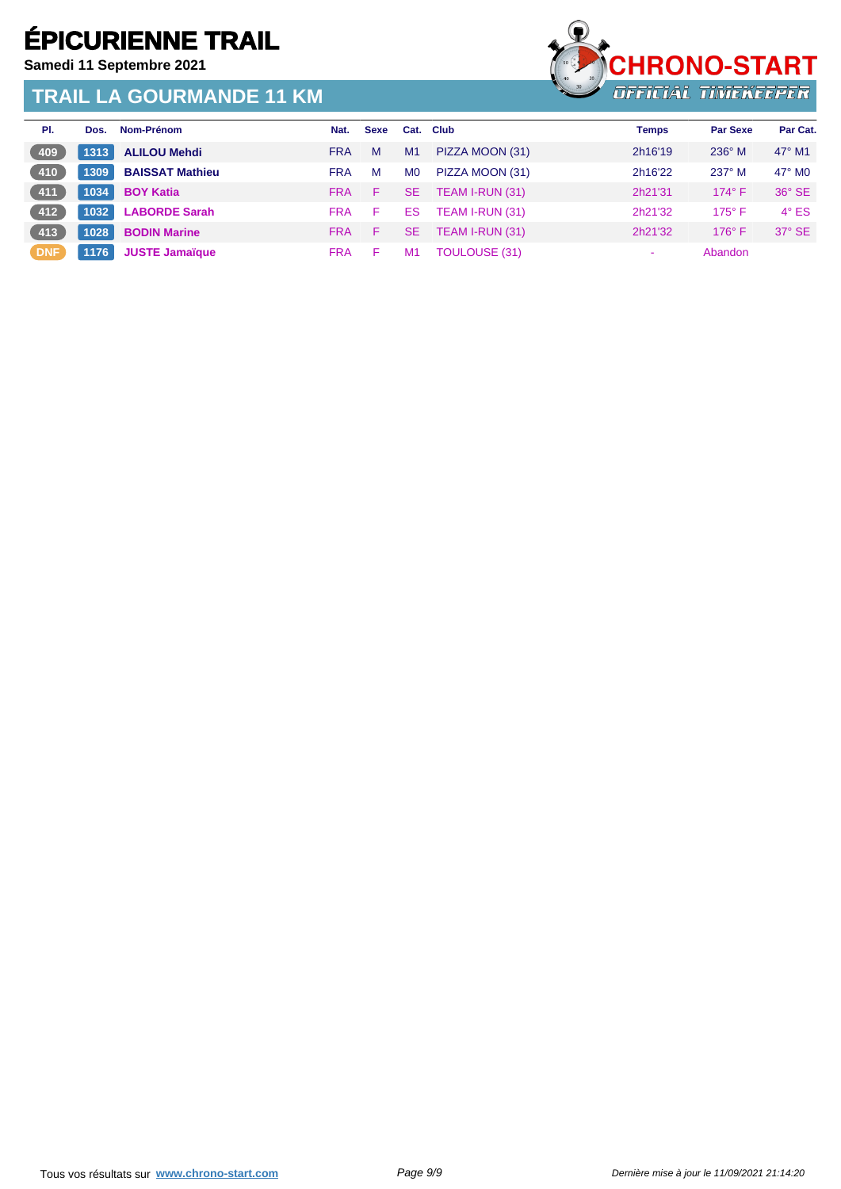# ÉPICURIENNE TRAIL

**Samedi 11 Septembre 2021**

## TRAIL LA GOURMANDE 11 KM

| Pl. | Dos. | Nom-Prénom | Nat. | Sexe | Cat. | Club | Temps | Par Sexe | Par Cat. |
|---|---|---|---|---|---|---|---|---|---|
| 409 | 1313 | **ALILOU Mehdi** | FRA | M | M1 | PIZZA MOON (31) | 2h16'19 | 236° M | 47° M1 |
| 410 | 1309 | **BAISSAT Mathieu** | FRA | M | M0 | PIZZA MOON (31) | 2h16'22 | 237° M | 47° M0 |
| 411 | 1034 | **BOY Katia** | FRA | F | SE | TEAM I-RUN (31) | 2h21'31 | 174° F | 36° SE |
| 412 | 1032 | **LABORDE Sarah** | FRA | F | ES | TEAM I-RUN (31) | 2h21'32 | 175° F | 4° ES |
| 413 | 1028 | **BODIN Marine** | FRA | F | SE | TEAM I-RUN (31) | 2h21'32 | 176° F | 37° SE |
| DNF | 1176 | **JUSTE Jamaïque** | FRA | F | M1 | TOULOUSE (31) | - | Abandon | |

Tous vos résultats sur www.chrono-start.com

*Dernière mise à jour le 11/09/2021 21:14:20*